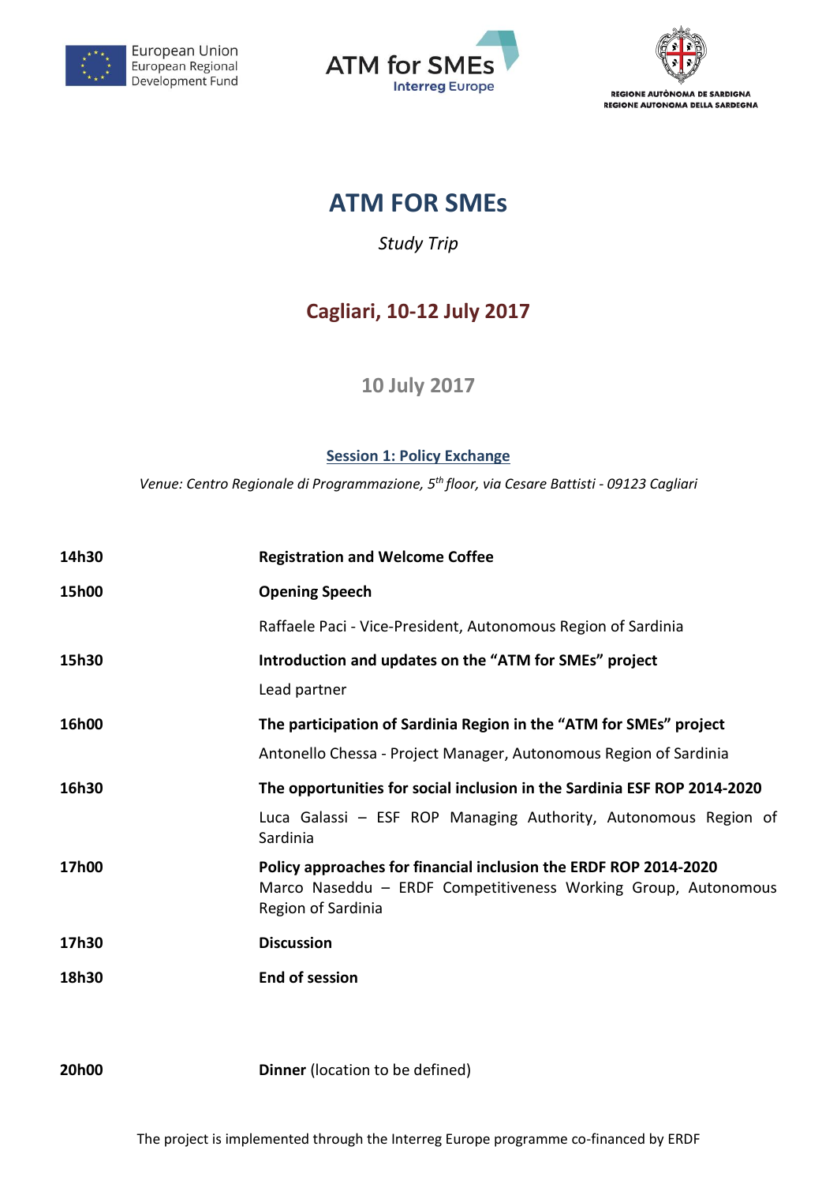European Union
European Regional
Development Fund

ATM for SMEs
Interreg Europe

REGIONE AUTÒNOMA DE SARDIGNA
REGIONE AUTONOMA DELLA SARDEGNA

# ATM FOR SMEs

*Study Trip*

## Cagliari, 10-12 July 2017

### 10 July 2017

**Session 1: Policy Exchange**

*Venue: Centro Regionale di Programmazione, 5th floor, via Cesare Battisti - 09123 Cagliari*

| | |
|---|---|
| 14h30 | **Registration and Welcome Coffee** |
| 15h00 | **Opening Speech** |
| | Raffaele Paci - Vice-President, Autonomous Region of Sardinia |
| 15h30 | **Introduction and updates on the "ATM for SMEs" project** |
| | Lead partner |
| 16h00 | **The participation of Sardinia Region in the "ATM for SMEs" project** |
| | Antonello Chessa - Project Manager, Autonomous Region of Sardinia |
| 16h30 | **The opportunities for social inclusion in the Sardinia ESF ROP 2014-2020** |
| | Luca Galassi – ESF ROP Managing Authority, Autonomous Region of Sardinia |
| 17h00 | **Policy approaches for financial inclusion the ERDF ROP 2014-2020** Marco Naseddu – ERDF Competitiveness Working Group, Autonomous Region of Sardinia |
| 17h30 | **Discussion** |
| 18h30 | **End of session** |
| 20h00 | **Dinner** (location to be defined) |

The project is implemented through the Interreg Europe programme co-financed by ERDF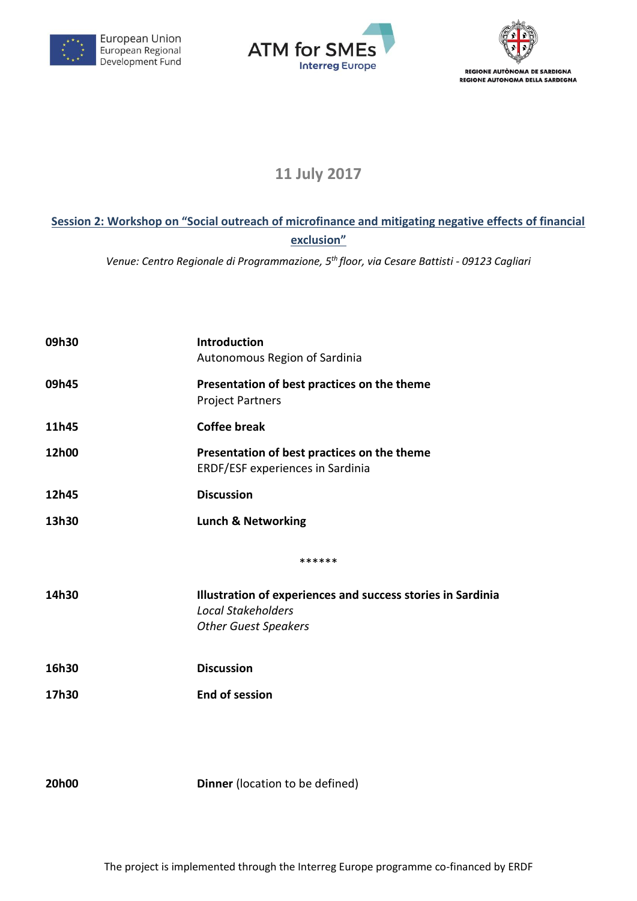European Union
European Regional
Development Fund

ATM for SMEs
Interreg Europe

REGIONE AUTÒNOMA DE SARDIGNA
REGIONE AUTONOMA DELLA SARDEGNA

## 11 July 2017

### Session 2: Workshop on "Social outreach of microfinance and mitigating negative effects of financial exclusion"

*Venue: Centro Regionale di Programmazione, 5th floor, via Cesare Battisti - 09123 Cagliari*

**09h30** — **Introduction**
Autonomous Region of Sardinia

**09h45** — **Presentation of best practices on the theme**
Project Partners

**11h45** — **Coffee break**

**12h00** — **Presentation of best practices on the theme**
ERDF/ESF experiences in Sardinia

**12h45** — **Discussion**

**13h30** — **Lunch & Networking**

******

**14h30** — **Illustration of experiences and success stories in Sardinia**
*Local Stakeholders*
*Other Guest Speakers*

**16h30** — **Discussion**

**17h30** — **End of session**

**20h00** — **Dinner** (location to be defined)

The project is implemented through the Interreg Europe programme co-financed by ERDF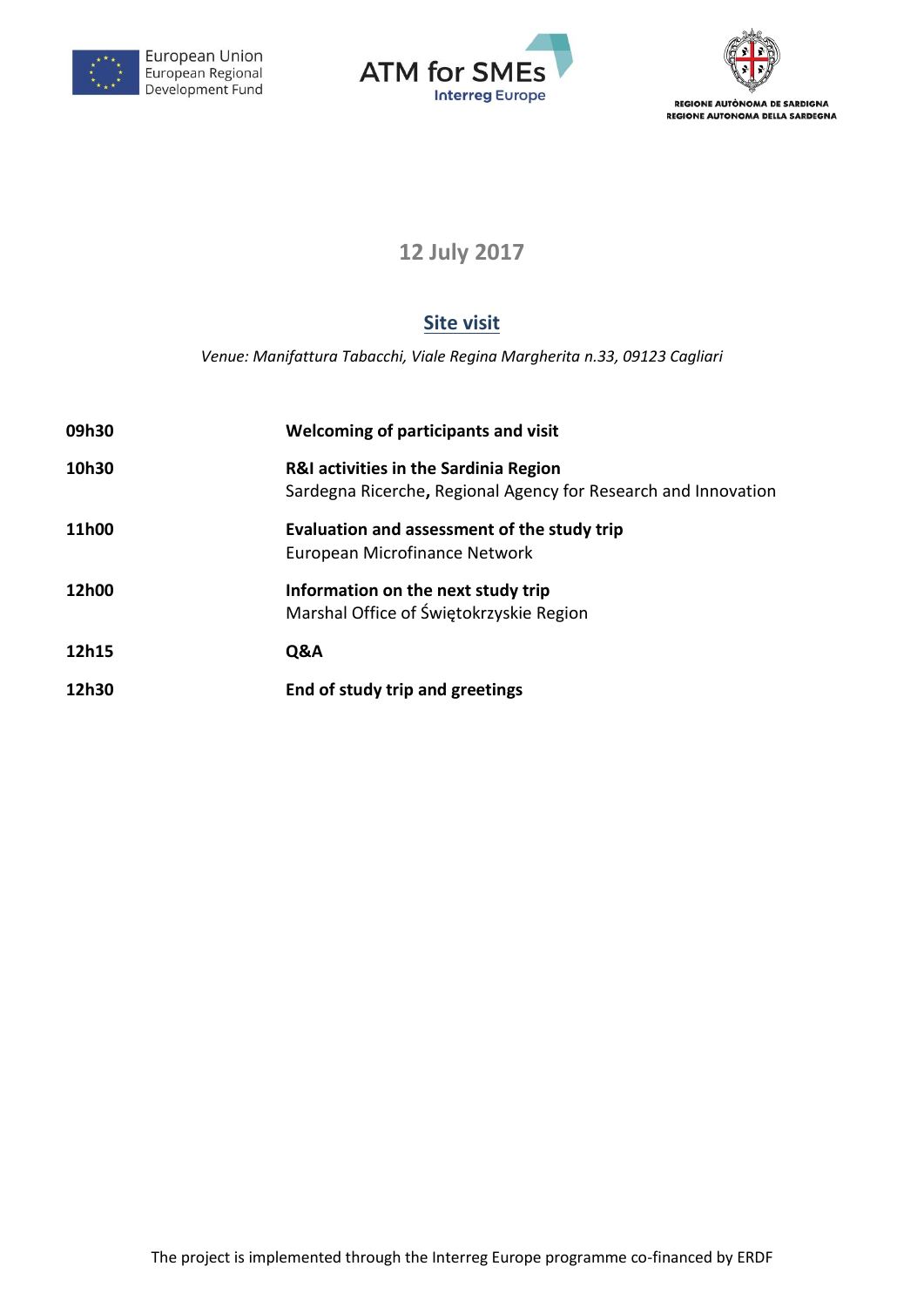## 12 July 2017

### Site visit

*Venue: Manifattura Tabacchi, Viale Regina Margherita n.33, 09123 Cagliari*

| | |
|---|---|
| **09h30** | **Welcoming of participants and visit** |
| **10h30** | **R&I activities in the Sardinia Region**<br>Sardegna Ricerche**,** Regional Agency for Research and Innovation |
| **11h00** | **Evaluation and assessment of the study trip**<br>European Microfinance Network |
| **12h00** | **Information on the next study trip**<br>Marshal Office of Świętokrzyskie Region |
| **12h15** | **Q&A** |
| **12h30** | **End of study trip and greetings** |

The project is implemented through the Interreg Europe programme co-financed by ERDF